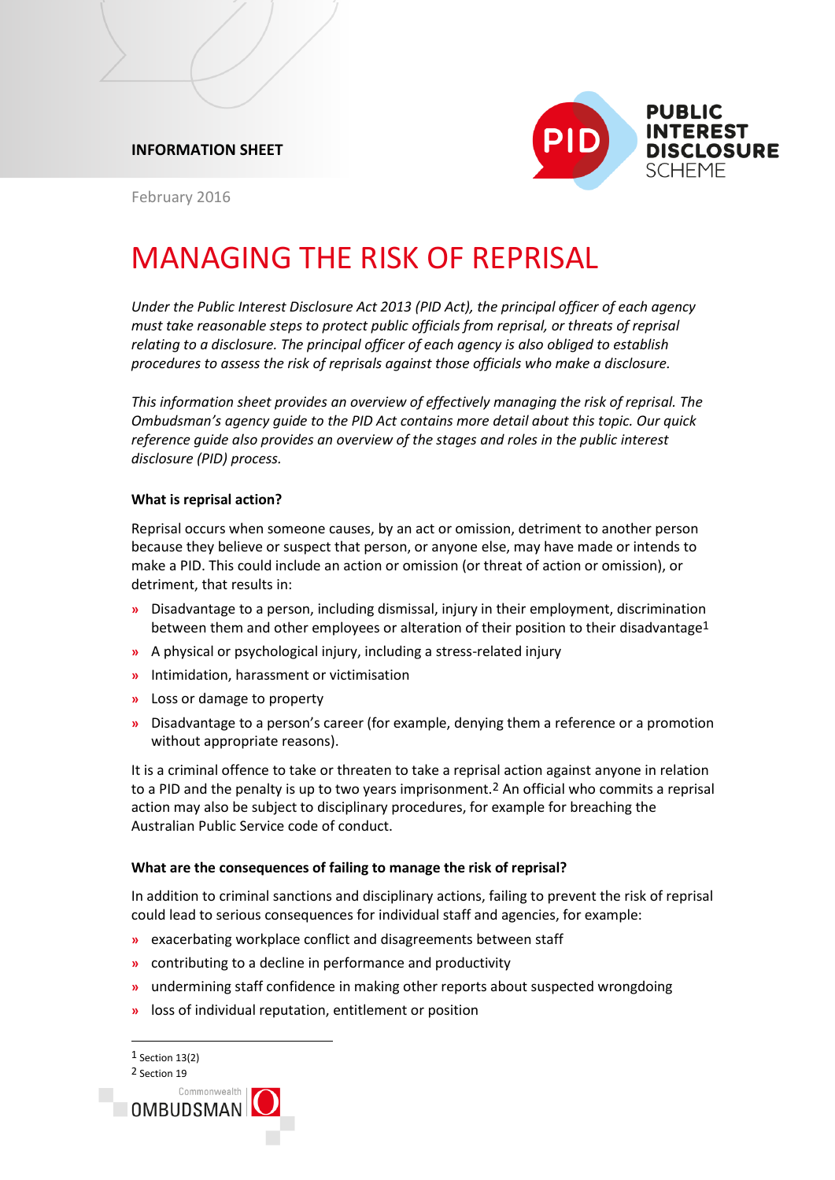INFORMATION SHEET

February 2016

# MANAGING THE RISK OF REPRISAL

*Under the Public Interest Disclosure Act 2013 (PID Act), the principal officer of each agency must take reasonable steps to protect public officials from reprisal, or threats of reprisal relating to a disclosure. The principal officer of each agency is also obliged to establish procedures to assess the risk of reprisals against those officials who make a disclosure.*

*This information sheet provides an overview of effectively managing the risk of reprisal. The Ombudsman's agency guide to the PID Act contains more detail about this topic. Our quick reference guide also provides an overview of the stages and roles in the public interest disclosure (PID) process.*

**What is reprisal action?**

Reprisal occurs when someone causes, by an act or omission, detriment to another person because they believe or suspect that person, or anyone else, may have made or intends to make a PID. This could include an action or omission (or threat of action or omission), or detriment, that results in:

- Disadvantage to a person, including dismissal, injury in their employment, discrimination between them and other employees or alteration of their position to their disadvantage[1]
- A physical or psychological injury, including a stress-related injury
- Intimidation, harassment or victimisation
- Loss or damage to property
- Disadvantage to a person's career (for example, denying them a reference or a promotion without appropriate reasons).

It is a criminal offence to take or threaten to take a reprisal action against anyone in relation to a PID and the penalty is up to two years imprisonment.[2] An official who commits a reprisal action may also be subject to disciplinary procedures, for example for breaching the Australian Public Service code of conduct.

**What are the consequences of failing to manage the risk of reprisal?**

In addition to criminal sanctions and disciplinary actions, failing to prevent the risk of reprisal could lead to serious consequences for individual staff and agencies, for example:

- exacerbating workplace conflict and disagreements between staff
- contributing to a decline in performance and productivity
- undermining staff confidence in making other reports about suspected wrongdoing
- loss of individual reputation, entitlement or position

---

[1] Section 13(2)
[2] Section 19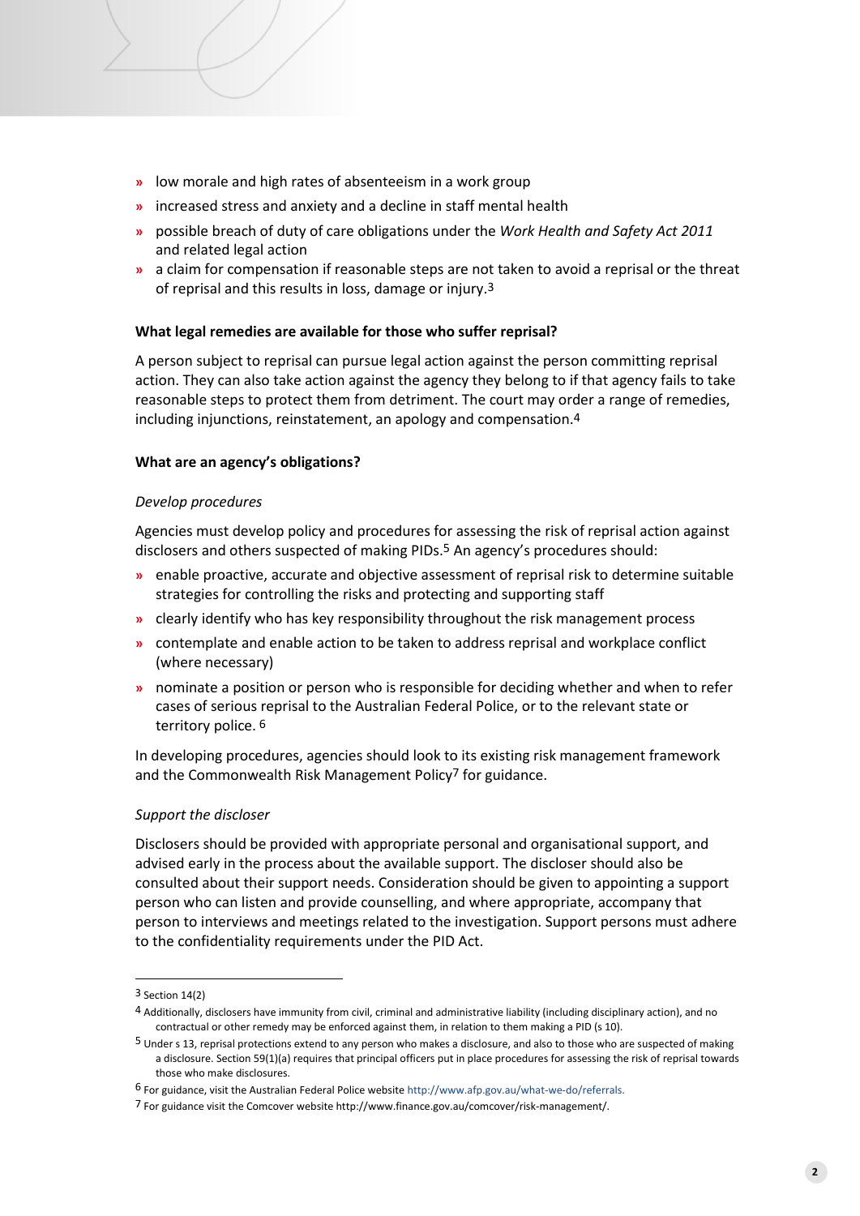- low morale and high rates of absenteeism in a work group
- increased stress and anxiety and a decline in staff mental health
- possible breach of duty of care obligations under the *Work Health and Safety Act 2011* and related legal action
- a claim for compensation if reasonable steps are not taken to avoid a reprisal or the threat of reprisal and this results in loss, damage or injury.[3]

**What legal remedies are available for those who suffer reprisal?**

A person subject to reprisal can pursue legal action against the person committing reprisal action. They can also take action against the agency they belong to if that agency fails to take reasonable steps to protect them from detriment. The court may order a range of remedies, including injunctions, reinstatement, an apology and compensation.[4]

**What are an agency's obligations?**

*Develop procedures*

Agencies must develop policy and procedures for assessing the risk of reprisal action against disclosers and others suspected of making PIDs.[5] An agency's procedures should:

- enable proactive, accurate and objective assessment of reprisal risk to determine suitable strategies for controlling the risks and protecting and supporting staff
- clearly identify who has key responsibility throughout the risk management process
- contemplate and enable action to be taken to address reprisal and workplace conflict (where necessary)
- nominate a position or person who is responsible for deciding whether and when to refer cases of serious reprisal to the Australian Federal Police, or to the relevant state or territory police. [6]

In developing procedures, agencies should look to its existing risk management framework and the Commonwealth Risk Management Policy[7] for guidance.

*Support the discloser*

Disclosers should be provided with appropriate personal and organisational support, and advised early in the process about the available support. The discloser should also be consulted about their support needs. Consideration should be given to appointing a support person who can listen and provide counselling, and where appropriate, accompany that person to interviews and meetings related to the investigation. Support persons must adhere to the confidentiality requirements under the PID Act.

---

[3] Section 14(2)

[4] Additionally, disclosers have immunity from civil, criminal and administrative liability (including disciplinary action), and no contractual or other remedy may be enforced against them, in relation to them making a PID (s 10).

[5] Under s 13, reprisal protections extend to any person who makes a disclosure, and also to those who are suspected of making a disclosure. Section 59(1)(a) requires that principal officers put in place procedures for assessing the risk of reprisal towards those who make disclosures.

[6] For guidance, visit the Australian Federal Police website http://www.afp.gov.au/what-we-do/referrals.

[7] For guidance visit the Comcover website http://www.finance.gov.au/comcover/risk-management/.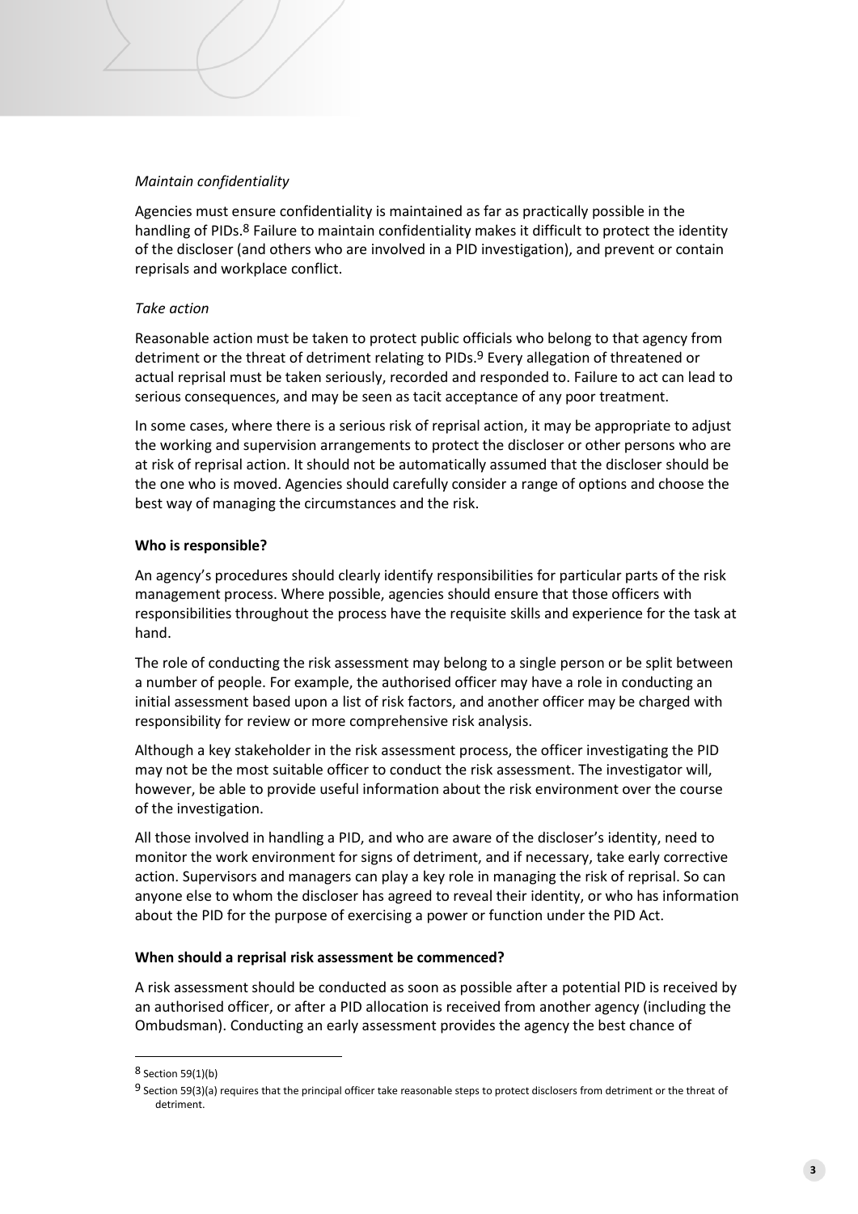*Maintain confidentiality*

Agencies must ensure confidentiality is maintained as far as practically possible in the handling of PIDs.[8] Failure to maintain confidentiality makes it difficult to protect the identity of the discloser (and others who are involved in a PID investigation), and prevent or contain reprisals and workplace conflict.

*Take action*

Reasonable action must be taken to protect public officials who belong to that agency from detriment or the threat of detriment relating to PIDs.[9] Every allegation of threatened or actual reprisal must be taken seriously, recorded and responded to. Failure to act can lead to serious consequences, and may be seen as tacit acceptance of any poor treatment.

In some cases, where there is a serious risk of reprisal action, it may be appropriate to adjust the working and supervision arrangements to protect the discloser or other persons who are at risk of reprisal action. It should not be automatically assumed that the discloser should be the one who is moved. Agencies should carefully consider a range of options and choose the best way of managing the circumstances and the risk.

**Who is responsible?**

An agency's procedures should clearly identify responsibilities for particular parts of the risk management process. Where possible, agencies should ensure that those officers with responsibilities throughout the process have the requisite skills and experience for the task at hand.

The role of conducting the risk assessment may belong to a single person or be split between a number of people. For example, the authorised officer may have a role in conducting an initial assessment based upon a list of risk factors, and another officer may be charged with responsibility for review or more comprehensive risk analysis.

Although a key stakeholder in the risk assessment process, the officer investigating the PID may not be the most suitable officer to conduct the risk assessment. The investigator will, however, be able to provide useful information about the risk environment over the course of the investigation.

All those involved in handling a PID, and who are aware of the discloser's identity, need to monitor the work environment for signs of detriment, and if necessary, take early corrective action. Supervisors and managers can play a key role in managing the risk of reprisal. So can anyone else to whom the discloser has agreed to reveal their identity, or who has information about the PID for the purpose of exercising a power or function under the PID Act.

**When should a reprisal risk assessment be commenced?**

A risk assessment should be conducted as soon as possible after a potential PID is received by an authorised officer, or after a PID allocation is received from another agency (including the Ombudsman). Conducting an early assessment provides the agency the best chance of

---

[8] Section 59(1)(b)

[9] Section 59(3)(a) requires that the principal officer take reasonable steps to protect disclosers from detriment or the threat of detriment.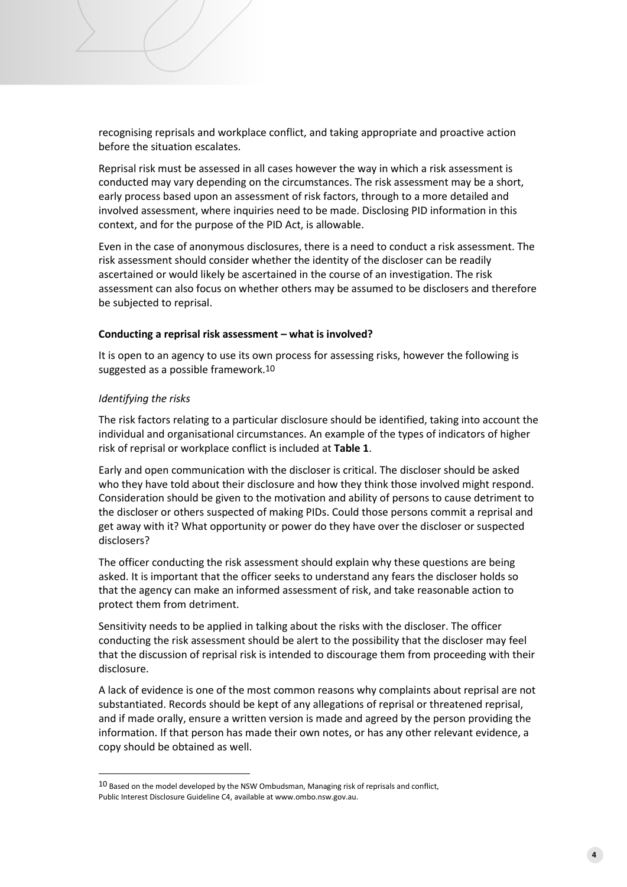recognising reprisals and workplace conflict, and taking appropriate and proactive action before the situation escalates.

Reprisal risk must be assessed in all cases however the way in which a risk assessment is conducted may vary depending on the circumstances. The risk assessment may be a short, early process based upon an assessment of risk factors, through to a more detailed and involved assessment, where inquiries need to be made. Disclosing PID information in this context, and for the purpose of the PID Act, is allowable.

Even in the case of anonymous disclosures, there is a need to conduct a risk assessment. The risk assessment should consider whether the identity of the discloser can be readily ascertained or would likely be ascertained in the course of an investigation. The risk assessment can also focus on whether others may be assumed to be disclosers and therefore be subjected to reprisal.

**Conducting a reprisal risk assessment – what is involved?**

It is open to an agency to use its own process for assessing risks, however the following is suggested as a possible framework.[10]

*Identifying the risks*

The risk factors relating to a particular disclosure should be identified, taking into account the individual and organisational circumstances. An example of the types of indicators of higher risk of reprisal or workplace conflict is included at **Table 1**.

Early and open communication with the discloser is critical. The discloser should be asked who they have told about their disclosure and how they think those involved might respond. Consideration should be given to the motivation and ability of persons to cause detriment to the discloser or others suspected of making PIDs. Could those persons commit a reprisal and get away with it? What opportunity or power do they have over the discloser or suspected disclosers?

The officer conducting the risk assessment should explain why these questions are being asked. It is important that the officer seeks to understand any fears the discloser holds so that the agency can make an informed assessment of risk, and take reasonable action to protect them from detriment.

Sensitivity needs to be applied in talking about the risks with the discloser. The officer conducting the risk assessment should be alert to the possibility that the discloser may feel that the discussion of reprisal risk is intended to discourage them from proceeding with their disclosure.

A lack of evidence is one of the most common reasons why complaints about reprisal are not substantiated. Records should be kept of any allegations of reprisal or threatened reprisal, and if made orally, ensure a written version is made and agreed by the person providing the information. If that person has made their own notes, or has any other relevant evidence, a copy should be obtained as well.

---

[10] Based on the model developed by the NSW Ombudsman, Managing risk of reprisals and conflict, Public Interest Disclosure Guideline C4, available at www.ombo.nsw.gov.au.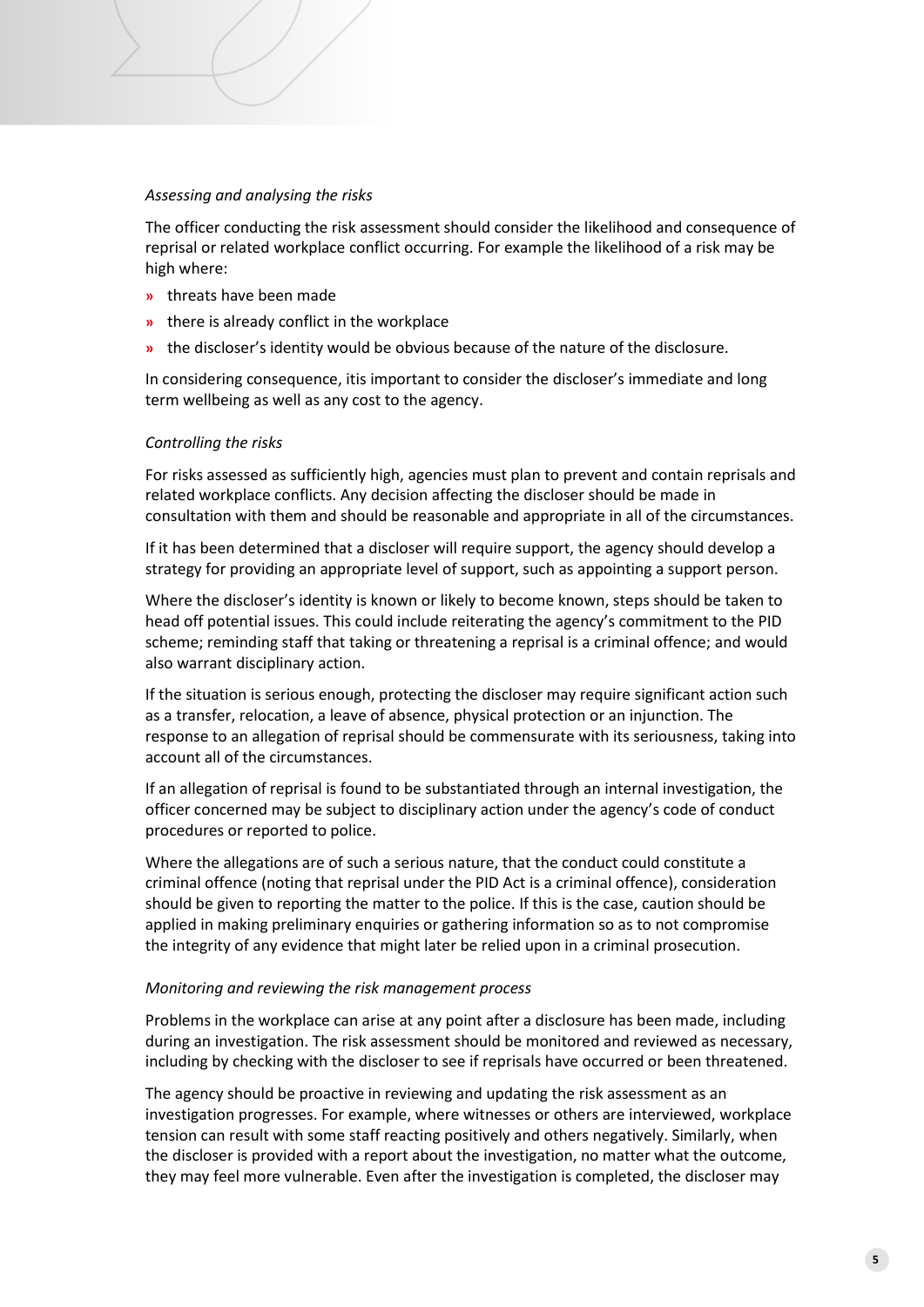*Assessing and analysing the risks*

The officer conducting the risk assessment should consider the likelihood and consequence of reprisal or related workplace conflict occurring. For example the likelihood of a risk may be high where:

- threats have been made
- there is already conflict in the workplace
- the discloser's identity would be obvious because of the nature of the disclosure.

In considering consequence, itis important to consider the discloser's immediate and long term wellbeing as well as any cost to the agency.

*Controlling the risks*

For risks assessed as sufficiently high, agencies must plan to prevent and contain reprisals and related workplace conflicts. Any decision affecting the discloser should be made in consultation with them and should be reasonable and appropriate in all of the circumstances.

If it has been determined that a discloser will require support, the agency should develop a strategy for providing an appropriate level of support, such as appointing a support person.

Where the discloser's identity is known or likely to become known, steps should be taken to head off potential issues. This could include reiterating the agency's commitment to the PID scheme; reminding staff that taking or threatening a reprisal is a criminal offence; and would also warrant disciplinary action.

If the situation is serious enough, protecting the discloser may require significant action such as a transfer, relocation, a leave of absence, physical protection or an injunction. The response to an allegation of reprisal should be commensurate with its seriousness, taking into account all of the circumstances.

If an allegation of reprisal is found to be substantiated through an internal investigation, the officer concerned may be subject to disciplinary action under the agency's code of conduct procedures or reported to police.

Where the allegations are of such a serious nature, that the conduct could constitute a criminal offence (noting that reprisal under the PID Act is a criminal offence), consideration should be given to reporting the matter to the police. If this is the case, caution should be applied in making preliminary enquiries or gathering information so as to not compromise the integrity of any evidence that might later be relied upon in a criminal prosecution.

*Monitoring and reviewing the risk management process*

Problems in the workplace can arise at any point after a disclosure has been made, including during an investigation. The risk assessment should be monitored and reviewed as necessary, including by checking with the discloser to see if reprisals have occurred or been threatened.

The agency should be proactive in reviewing and updating the risk assessment as an investigation progresses. For example, where witnesses or others are interviewed, workplace tension can result with some staff reacting positively and others negatively. Similarly, when the discloser is provided with a report about the investigation, no matter what the outcome, they may feel more vulnerable. Even after the investigation is completed, the discloser may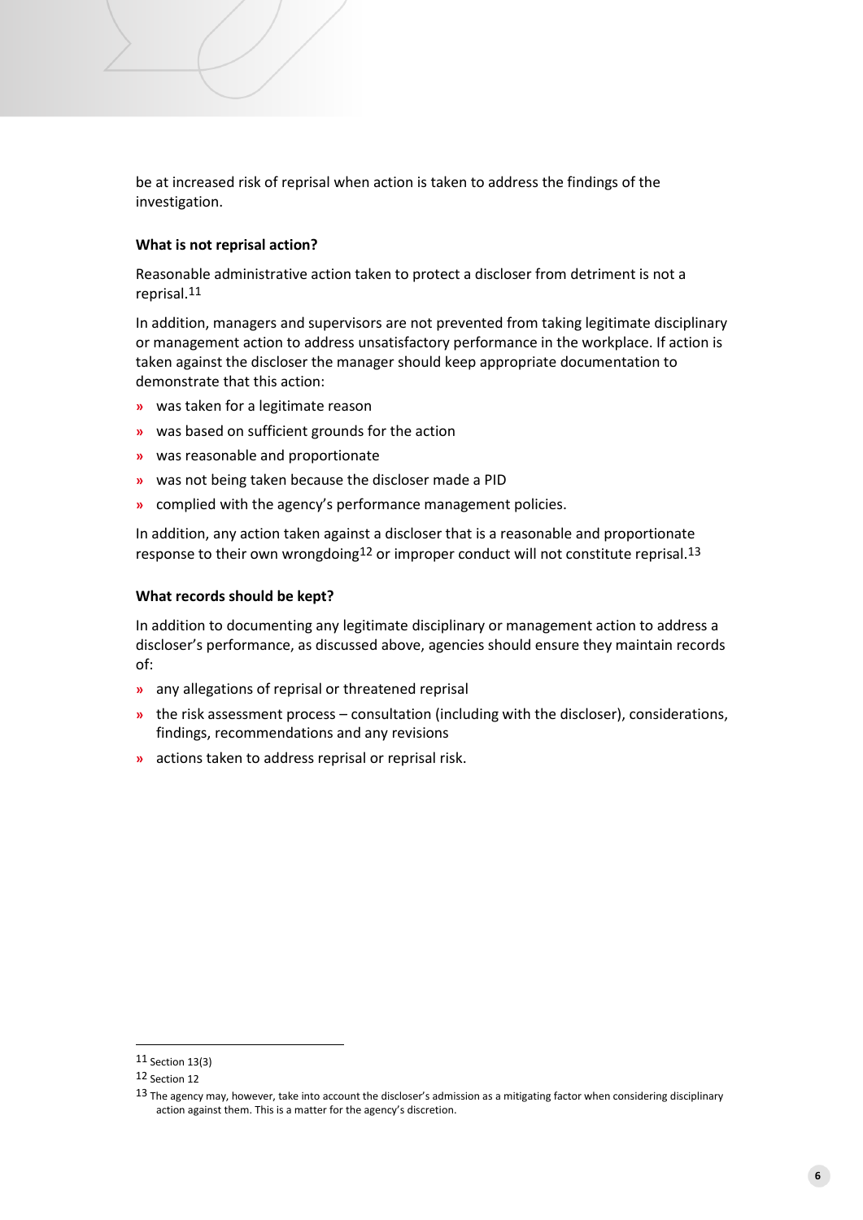be at increased risk of reprisal when action is taken to address the findings of the investigation.

### What is not reprisal action?

Reasonable administrative action taken to protect a discloser from detriment is not a reprisal.[11]

In addition, managers and supervisors are not prevented from taking legitimate disciplinary or management action to address unsatisfactory performance in the workplace. If action is taken against the discloser the manager should keep appropriate documentation to demonstrate that this action:

- was taken for a legitimate reason
- was based on sufficient grounds for the action
- was reasonable and proportionate
- was not being taken because the discloser made a PID
- complied with the agency's performance management policies.

In addition, any action taken against a discloser that is a reasonable and proportionate response to their own wrongdoing[12] or improper conduct will not constitute reprisal.[13]

### What records should be kept?

In addition to documenting any legitimate disciplinary or management action to address a discloser's performance, as discussed above, agencies should ensure they maintain records of:

- any allegations of reprisal or threatened reprisal
- the risk assessment process – consultation (including with the discloser), considerations, findings, recommendations and any revisions
- actions taken to address reprisal or reprisal risk.

---

[11] Section 13(3)

[12] Section 12

[13] The agency may, however, take into account the discloser's admission as a mitigating factor when considering disciplinary action against them. This is a matter for the agency's discretion.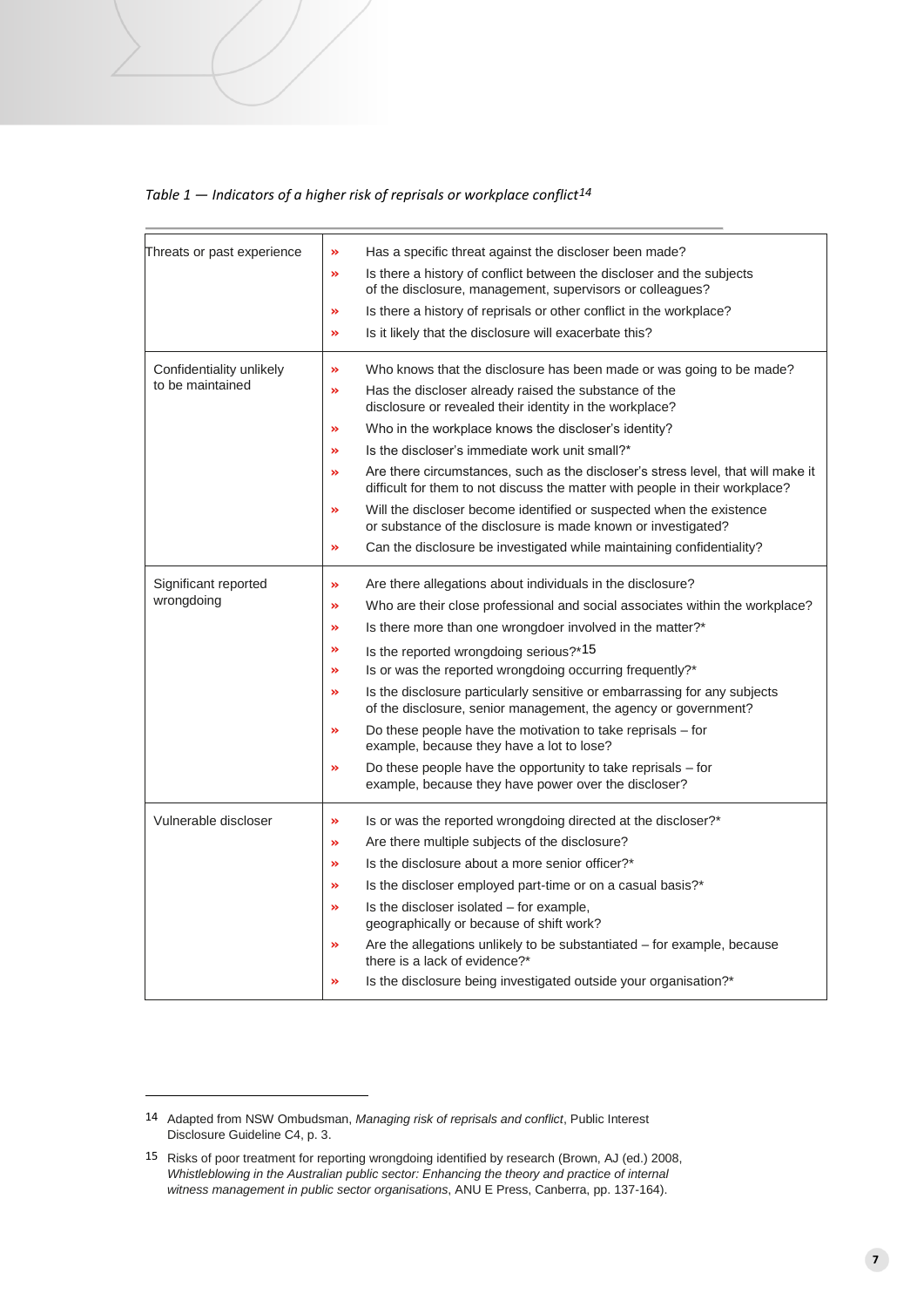*Table 1 — Indicators of a higher risk of reprisals or workplace conflict[14]*

| | |
|---|---|
| Threats or past experience | » Has a specific threat against the discloser been made?<br>» Is there a history of conflict between the discloser and the subjects of the disclosure, management, supervisors or colleagues?<br>» Is there a history of reprisals or other conflict in the workplace?<br>» Is it likely that the disclosure will exacerbate this? |
| Confidentiality unlikely to be maintained | » Who knows that the disclosure has been made or was going to be made?<br>» Has the discloser already raised the substance of the disclosure or revealed their identity in the workplace?<br>» Who in the workplace knows the discloser's identity?<br>» Is the discloser's immediate work unit small?*<br>» Are there circumstances, such as the discloser's stress level, that will make it difficult for them to not discuss the matter with people in their workplace?<br>» Will the discloser become identified or suspected when the existence or substance of the disclosure is made known or investigated?<br>» Can the disclosure be investigated while maintaining confidentiality? |
| Significant reported wrongdoing | » Are there allegations about individuals in the disclosure?<br>» Who are their close professional and social associates within the workplace?<br>» Is there more than one wrongdoer involved in the matter?*<br>» Is the reported wrongdoing serious?*[15]<br>» Is or was the reported wrongdoing occurring frequently?*<br>» Is the disclosure particularly sensitive or embarrassing for any subjects of the disclosure, senior management, the agency or government?<br>» Do these people have the motivation to take reprisals – for example, because they have a lot to lose?<br>» Do these people have the opportunity to take reprisals – for example, because they have power over the discloser? |
| Vulnerable discloser | » Is or was the reported wrongdoing directed at the discloser?*<br>» Are there multiple subjects of the disclosure?<br>» Is the disclosure about a more senior officer?*<br>» Is the discloser employed part-time or on a casual basis?*<br>» Is the discloser isolated – for example, geographically or because of shift work?<br>» Are the allegations unlikely to be substantiated – for example, because there is a lack of evidence?*<br>» Is the disclosure being investigated outside your organisation?* |

---

[14] Adapted from NSW Ombudsman, *Managing risk of reprisals and conflict*, Public Interest Disclosure Guideline C4, p. 3.

[15] Risks of poor treatment for reporting wrongdoing identified by research (Brown, AJ (ed.) 2008, *Whistleblowing in the Australian public sector: Enhancing the theory and practice of internal witness management in public sector organisations*, ANU E Press, Canberra, pp. 137-164).